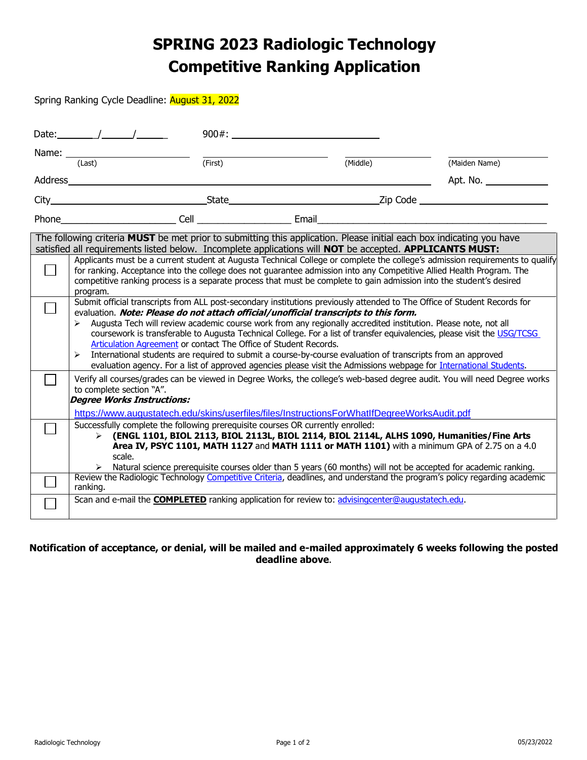# SPRING 2023 Radiologic Technology Competitive Ranking Application

Spring Ranking Cycle Deadline: August 31, 2022

Date:\_\_\_\_\_\_/\_\_\_\_\_\_/\_\_\_\_\_\_ 900#: \_\_\_\_\_\_\_\_\_\_\_\_\_\_\_\_\_\_\_\_\_\_\_\_

Name: \_\_\_\_\_\_\_\_\_\_\_\_\_\_\_\_\_\_ \_\_\_\_\_\_\_\_\_\_\_\_\_\_\_\_\_\_ \_\_\_\_\_\_\_\_\_\_\_\_\_\_\_\_\_\_ \_\_\_\_\_\_\_\_\_\_\_\_\_\_\_\_\_\_
(Last) (First) (Middle) (Maiden Name)

Address\_\_\_\_\_\_\_\_\_\_\_\_\_\_\_\_\_\_\_\_\_\_\_\_\_\_\_\_\_\_\_\_\_\_\_\_\_\_\_\_\_\_\_\_ Apt. No. \_\_\_\_\_\_\_\_\_\_

City\_\_\_\_\_\_\_\_\_\_\_\_\_\_\_\_\_\_\_\_\_\_State\_\_\_\_\_\_\_\_\_\_\_\_\_\_\_\_\_\_\_\_\_\_Zip Code \_\_\_\_\_\_\_\_\_\_\_\_\_\_\_\_\_\_\_\_\_\_

Phone\_\_\_\_\_\_\_\_\_\_\_\_\_\_\_\_\_\_ Cell \_\_\_\_\_\_\_\_\_\_\_\_\_\_\_\_ Email\_\_\_\_\_\_\_\_\_\_\_\_\_\_\_\_\_\_\_\_\_\_\_\_\_\_\_\_\_\_\_\_\_\_\_\_

The following criteria **MUST** be met prior to submitting this application. Please initial each box indicating you have satisfied all requirements listed below. Incomplete applications will **NOT** be accepted. **APPLICANTS MUST:**

| | |
|---|---|
| ☐ | Applicants must be a current student at Augusta Technical College or complete the college's admission requirements to qualify for ranking. Acceptance into the college does not guarantee admission into any Competitive Allied Health Program. The competitive ranking process is a separate process that must be complete to gain admission into the student's desired program. |
| ☐ | Submit official transcripts from ALL post-secondary institutions previously attended to The Office of Student Records for evaluation. ***Note: Please do not attach official/unofficial transcripts to this form.*** <br> ➢ Augusta Tech will review academic course work from any regionally accredited institution. Please note, not all coursework is transferable to Augusta Technical College. For a list of transfer equivalencies, please visit the USG/TCSG Articulation Agreement or contact The Office of Student Records. <br> ➢ International students are required to submit a course-by-course evaluation of transcripts from an approved evaluation agency. For a list of approved agencies please visit the Admissions webpage for International Students. |
| ☐ | Verify all courses/grades can be viewed in Degree Works, the college's web-based degree audit. You will need Degree works to complete section "A". <br> ***Degree Works Instructions:*** <br> https://www.augustatech.edu/skins/userfiles/files/InstructionsForWhatIfDegreeWorksAudit.pdf |
| ☐ | Successfully complete the following prerequisite courses OR currently enrolled: <br> ➢ **(ENGL 1101, BIOL 2113, BIOL 2113L, BIOL 2114, BIOL 2114L, ALHS 1090, Humanities/Fine Arts Area IV, PSYC 1101, MATH 1127** and **MATH 1111 or MATH 1101)** with a minimum GPA of 2.75 on a 4.0 scale. <br> ➢ Natural science prerequisite courses older than 5 years (60 months) will not be accepted for academic ranking. |
| ☐ | Review the Radiologic Technology Competitive Criteria, deadlines, and understand the program's policy regarding academic ranking. |
| ☐ | Scan and e-mail the **COMPLETED** ranking application for review to: advisingcenter@augustatech.edu. |

**Notification of acceptance, or denial, will be mailed and e-mailed approximately 6 weeks following the posted deadline above.**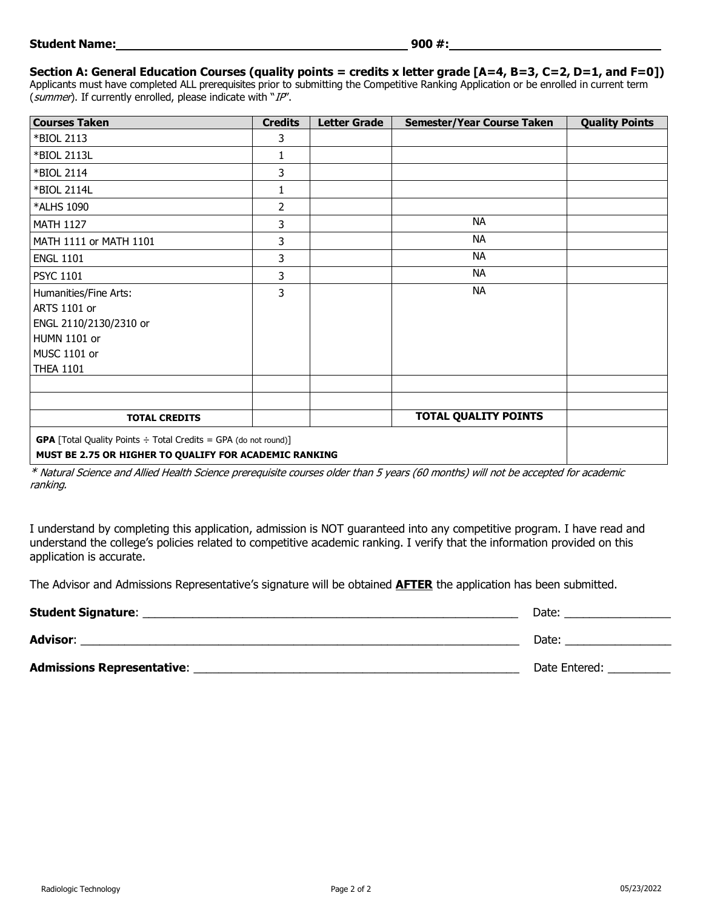**Student Name:** ______________________________ **900 #:** ______________________________

**Section A: General Education Courses (quality points = credits x letter grade [A=4, B=3, C=2, D=1, and F=0])**
Applicants must have completed ALL prerequisites prior to submitting the Competitive Ranking Application or be enrolled in current term (*summer*). If currently enrolled, please indicate with "*IP*".

| Courses Taken | Credits | Letter Grade | Semester/Year Course Taken | Quality Points |
|---|---|---|---|---|
| *BIOL 2113 | 3 | | | |
| *BIOL 2113L | 1 | | | |
| *BIOL 2114 | 3 | | | |
| *BIOL 2114L | 1 | | | |
| *ALHS 1090 | 2 | | | |
| MATH 1127 | 3 | | NA | |
| MATH 1111 or MATH 1101 | 3 | | NA | |
| ENGL 1101 | 3 | | NA | |
| PSYC 1101 | 3 | | NA | |
| Humanities/Fine Arts: ARTS 1101 or ENGL 2110/2130/2310 or HUMN 1101 or MUSC 1101 or THEA 1101 | 3 | | NA | |
| | | | | |
| | | | | |
| **TOTAL CREDITS** | | | **TOTAL QUALITY POINTS** | |
| **GPA** [Total Quality Points ÷ Total Credits = GPA (do not round)] **MUST BE 2.75 OR HIGHER TO QUALIFY FOR ACADEMIC RANKING** | | | | |

*\* Natural Science and Allied Health Science prerequisite courses older than 5 years (60 months) will not be accepted for academic ranking.*

I understand by completing this application, admission is NOT guaranteed into any competitive program. I have read and understand the college's policies related to competitive academic ranking. I verify that the information provided on this application is accurate.

The Advisor and Admissions Representative's signature will be obtained **AFTER** the application has been submitted.

**Student Signature**: ______________________________ Date: ______________

**Advisor**: ______________________________ Date: ______________

**Admissions Representative**: ______________________________ Date Entered: __________